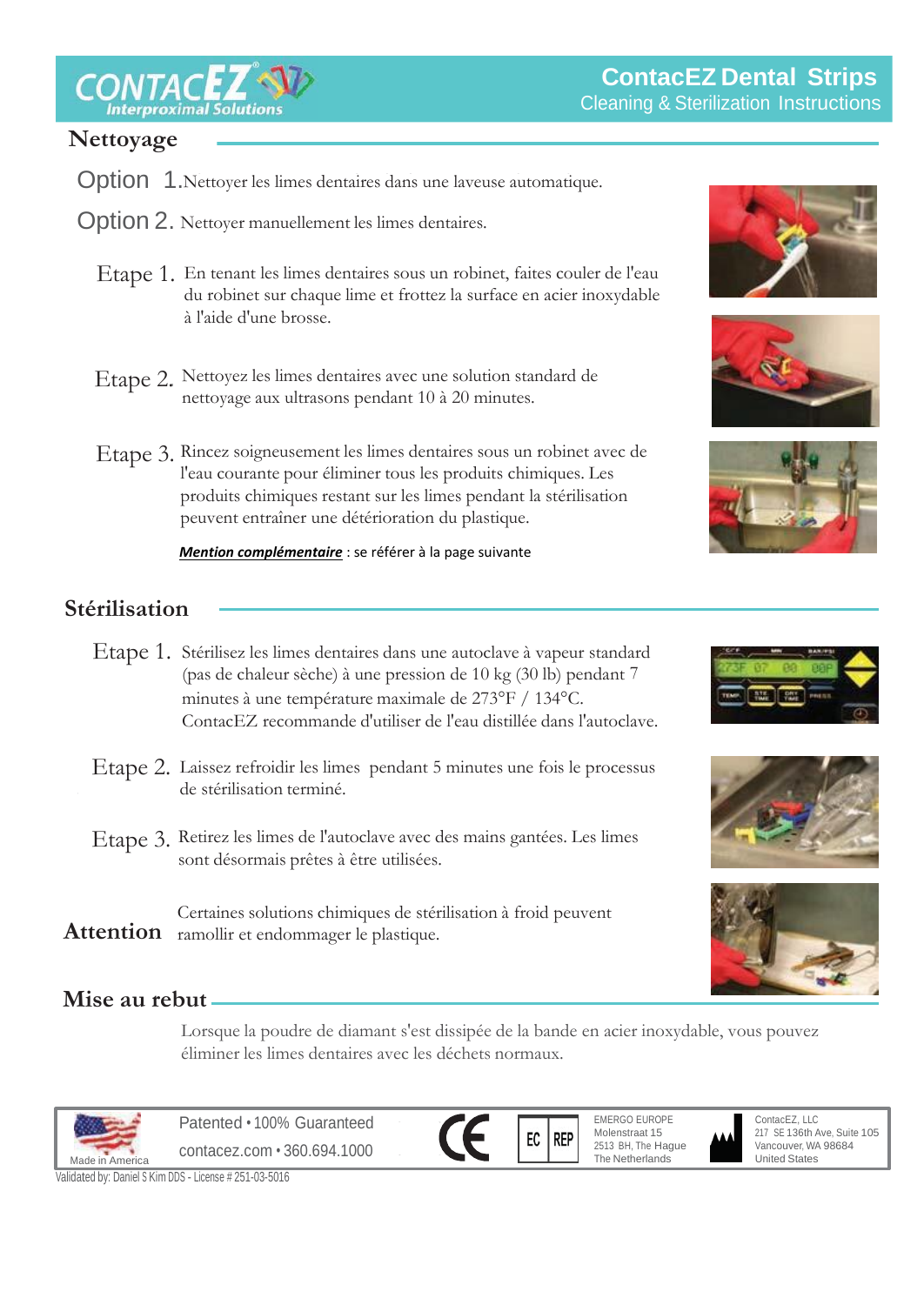# ContacEZ Dental Strips
## Cleaning & Sterilization Instructions

CONTACEZ Interproximal Solutions

## Nettoyage

Option 1. Nettoyer les limes dentaires dans une laveuse automatique.

Option 2. Nettoyer manuellement les limes dentaires.

Etape 1. En tenant les limes dentaires sous un robinet, faites couler de l'eau du robinet sur chaque lime et frottez la surface en acier inoxydable à l'aide d'une brosse.

Etape 2. Nettoyez les limes dentaires avec une solution standard de nettoyage aux ultrasons pendant 10 à 20 minutes.

Etape 3. Rincez soigneusement les limes dentaires sous un robinet avec de l'eau courante pour éliminer tous les produits chimiques. Les produits chimiques restant sur les limes pendant la stérilisation peuvent entraîner une détérioration du plastique.

***Mention complémentaire*** : se référer à la page suivante

## Stérilisation

Etape 1. Stérilisez les limes dentaires dans une autoclave à vapeur standard (pas de chaleur sèche) à une pression de 10 kg (30 lb) pendant 7 minutes à une température maximale de 273°F / 134°C. ContacEZ recommande d'utiliser de l'eau distillée dans l'autoclave.

Etape 2. Laissez refroidir les limes pendant 5 minutes une fois le processus de stérilisation terminé.

Etape 3. Retirez les limes de l'autoclave avec des mains gantées. Les limes sont désormais prêtes à être utilisées.

**Attention** Certaines solutions chimiques de stérilisation à froid peuvent ramollir et endommager le plastique.

## Mise au rebut

Lorsque la poudre de diamant s'est dissipée de la bande en acier inoxydable, vous pouvez éliminer les limes dentaires avec les déchets normaux.

Made in America

Patented • 100% Guaranteed
contacez.com • 360.694.1000

CE

EC REP

EMERGO EUROPE
Molenstraat 15
2513 BH, The Hague
The Netherlands

ContacEZ, LLC
217 SE 136th Ave, Suite 105
Vancouver, WA 98684
United States

Validated by: Daniel S Kim DDS - License # 251-03-5016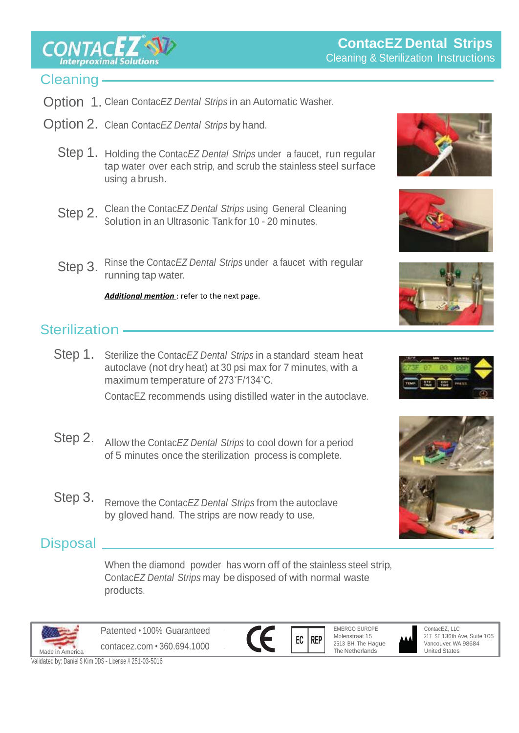# ContacEZ Dental Strips
Cleaning & Sterilization Instructions

## Cleaning

**Option 1.** Clean ContacEZ *Dental Strips* in an Automatic Washer.

**Option 2.** Clean ContacEZ *Dental Strips* by hand.

**Step 1.** Holding the ContacEZ *Dental Strips* under a faucet, run regular tap water over each strip, and scrub the stainless steel surface using a brush.

**Step 2.** Clean the ContacEZ *Dental Strips* using General Cleaning Solution in an Ultrasonic Tank for 10 - 20 minutes.

**Step 3.** Rinse the ContacEZ *Dental Strips* under a faucet with regular running tap water.

***Additional mention*** : refer to the next page.

## Sterilization

**Step 1.** Sterilize the ContacEZ *Dental Strips* in a standard steam heat autoclave (not dry heat) at 30 psi max for 7 minutes, with a maximum temperature of 273˚F/134˚C.

ContacEZ recommends using distilled water in the autoclave.

**Step 2.** Allow the ContacEZ *Dental Strips* to cool down for a period of 5 minutes once the sterilization process is complete.

**Step 3.** Remove the ContacEZ *Dental Strips* from the autoclave by gloved hand. The strips are now ready to use.

## Disposal

When the diamond powder has worn off of the stainless steel strip, ContacEZ *Dental Strips* may be disposed of with normal waste products.

Made in America

Patented • 100% Guaranteed

contacez.com • 360.694.1000

EC REP

EMERGO EUROPE
Molenstraat 15
2513 BH, The Hague
The Netherlands

ContacEZ, LLC
217 SE 136th Ave, Suite 105
Vancouver, WA 98684
United States

Validated by: Daniel S Kim DDS - License # 251-03-5016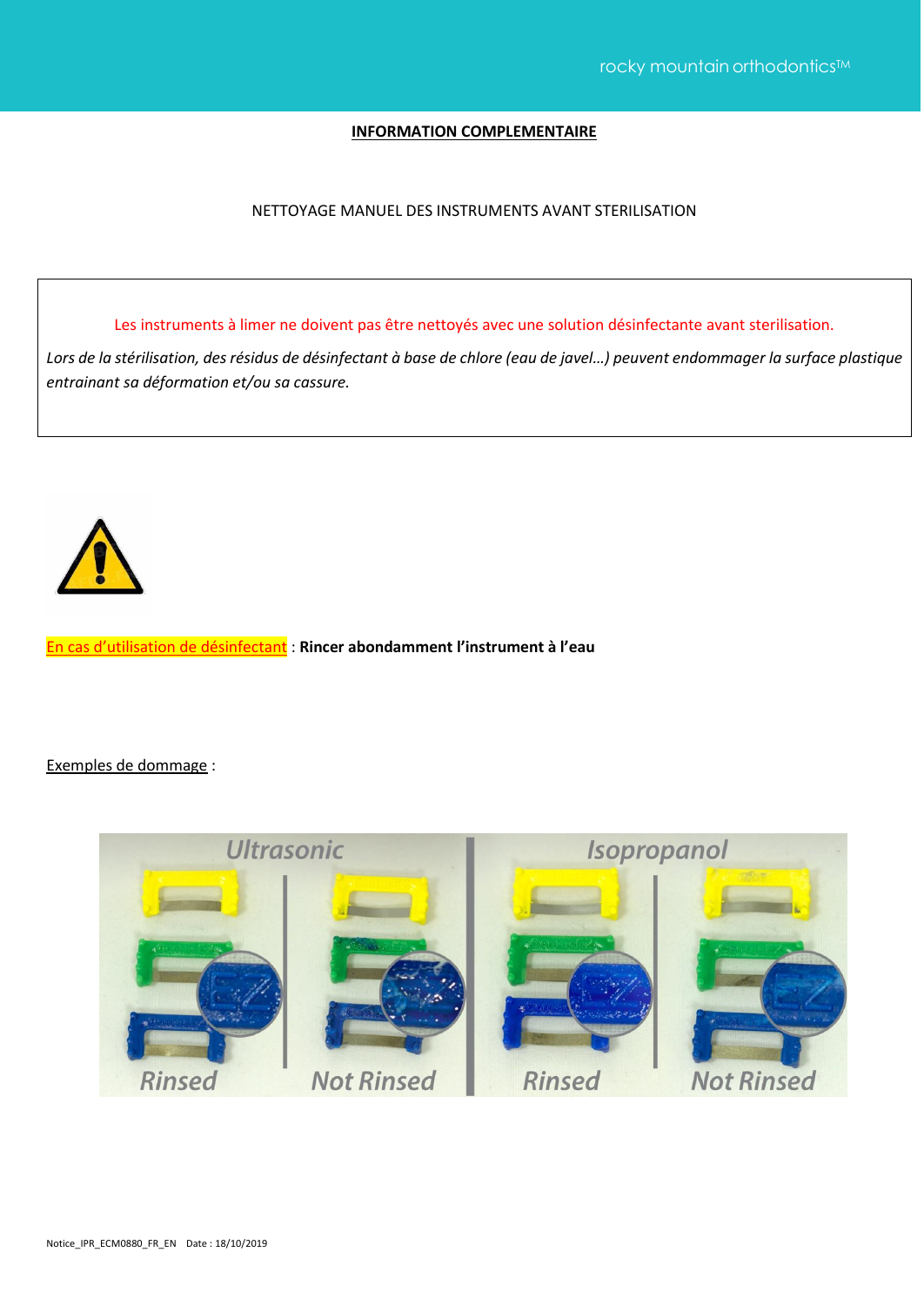**INFORMATION COMPLEMENTAIRE**

NETTOYAGE MANUEL DES INSTRUMENTS AVANT STERILISATION

Les instruments à limer ne doivent pas être nettoyés avec une solution désinfectante avant sterilisation.

*Lors de la stérilisation, des résidus de désinfectant à base de chlore (eau de javel…) peuvent endommager la surface plastique entrainant sa déformation et/ou sa cassure.*

En cas d'utilisation de désinfectant : **Rincer abondamment l'instrument à l'eau**

Exemples de dommage :

Ultrasonic — Rinsed / Not Rinsed
Isopropanol — Rinsed / Not Rinsed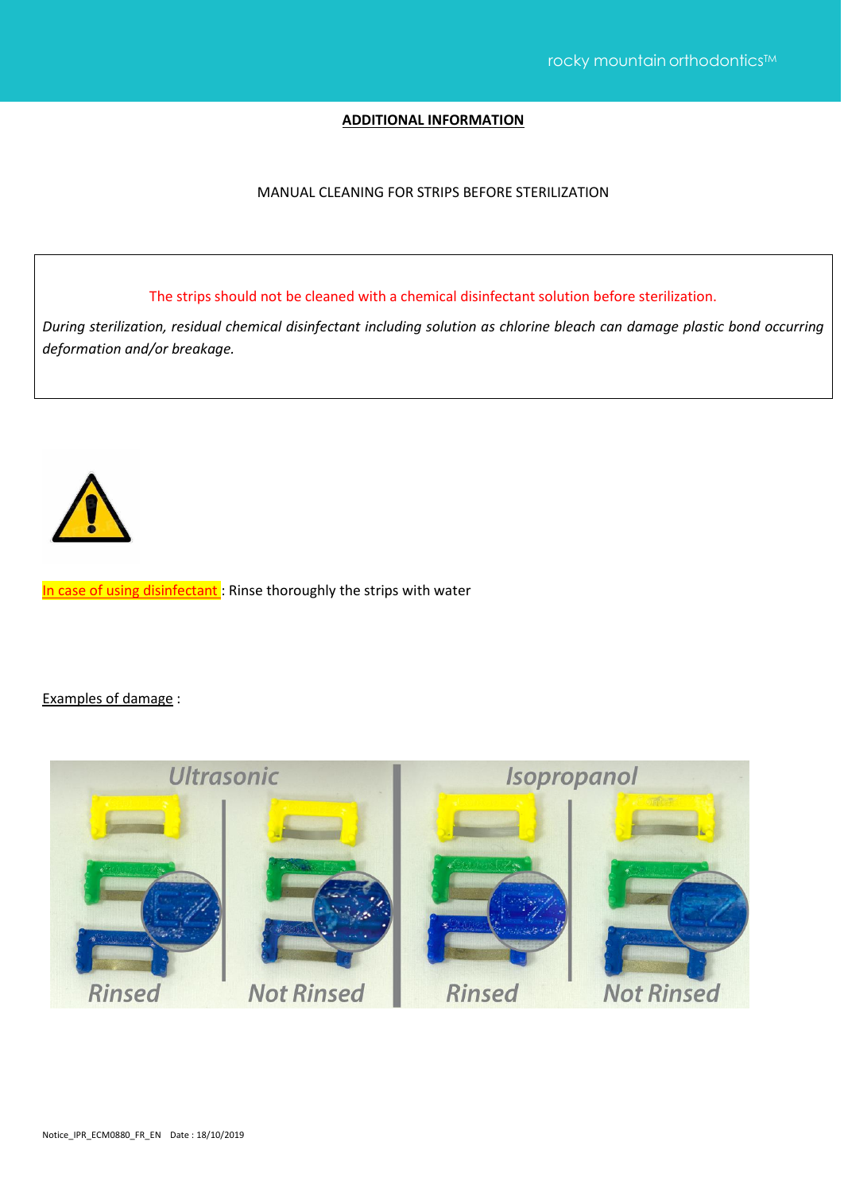# ADDITIONAL INFORMATION

MANUAL CLEANING FOR STRIPS BEFORE STERILIZATION

The strips should not be cleaned with a chemical disinfectant solution before sterilization.

*During sterilization, residual chemical disinfectant including solution as chlorine bleach can damage plastic bond occurring deformation and/or breakage.*

In case of using disinfectant : Rinse thoroughly the strips with water

Examples of damage :

Ultrasonic

Isopropanol

Rinsed

Not Rinsed

Rinsed

Not Rinsed

Notice_IPR_ECM0880_FR_EN Date : 18/10/2019